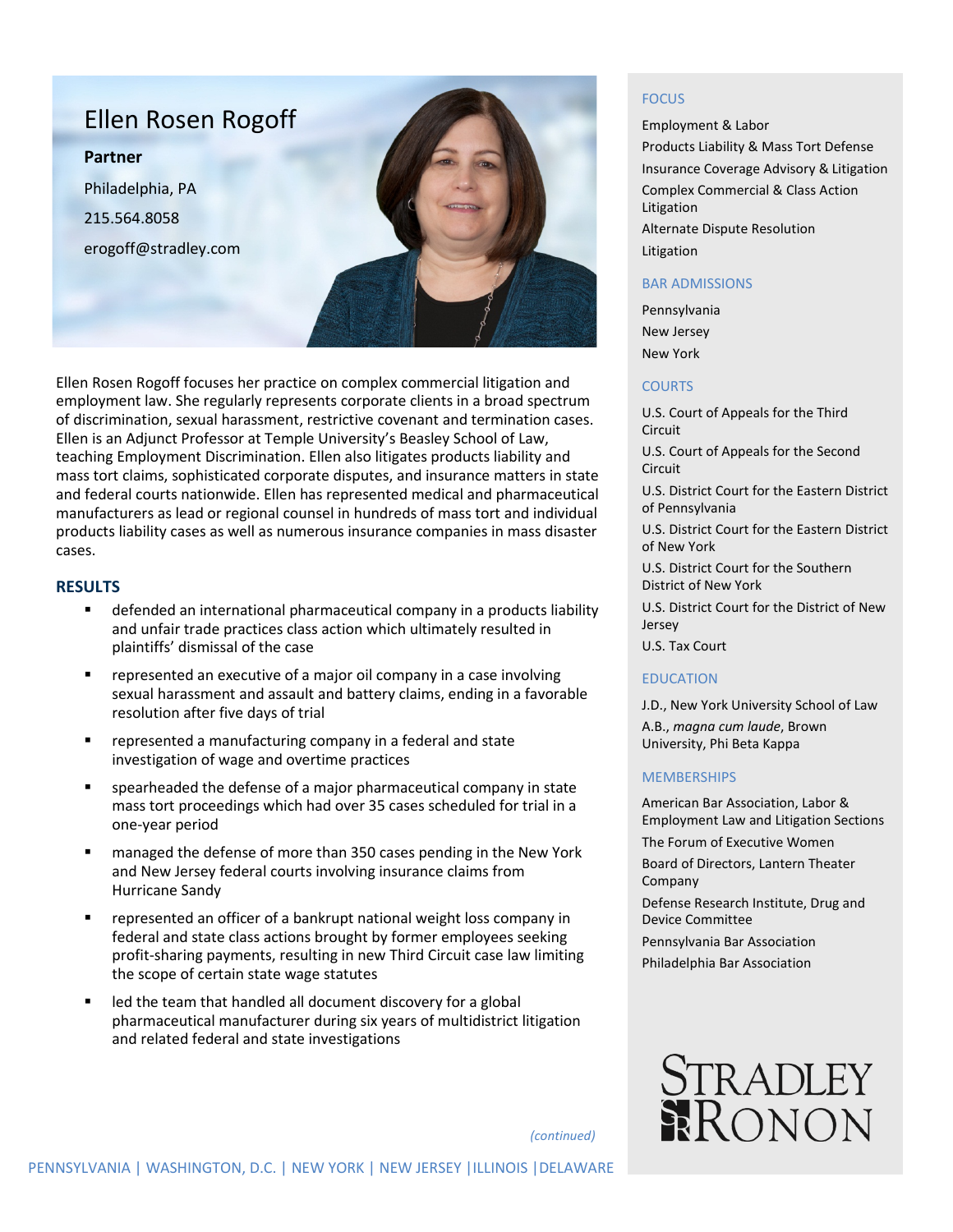# Ellen Rosen Rogoff

**Partner**

Philadelphia, PA

215.564.8058

erogoff@stradley.com

Ellen Rosen Rogoff focuses her practice on complex commercial litigation and employment law. She regularly represents corporate clients in a broad spectrum of discrimination, sexual harassment, restrictive covenant and termination cases. Ellen is an Adjunct Professor at Temple University's Beasley School of Law, teaching Employment Discrimination. Ellen also litigates products liability and mass tort claims, sophisticated corporate disputes, and insurance matters in state and federal courts nationwide. Ellen has represented medical and pharmaceutical manufacturers as lead or regional counsel in hundreds of mass tort and individual products liability cases as well as numerous insurance companies in mass disaster cases.

## RESULTS

- defended an international pharmaceutical company in a products liability and unfair trade practices class action which ultimately resulted in plaintiffs' dismissal of the case
- represented an executive of a major oil company in a case involving sexual harassment and assault and battery claims, ending in a favorable resolution after five days of trial
- represented a manufacturing company in a federal and state investigation of wage and overtime practices
- spearheaded the defense of a major pharmaceutical company in state mass tort proceedings which had over 35 cases scheduled for trial in a one-year period
- managed the defense of more than 350 cases pending in the New York and New Jersey federal courts involving insurance claims from Hurricane Sandy
- represented an officer of a bankrupt national weight loss company in federal and state class actions brought by former employees seeking profit-sharing payments, resulting in new Third Circuit case law limiting the scope of certain state wage statutes
- led the team that handled all document discovery for a global pharmaceutical manufacturer during six years of multidistrict litigation and related federal and state investigations

*(continued)*

## FOCUS

Employment & Labor

Products Liability & Mass Tort Defense

Insurance Coverage Advisory & Litigation

Complex Commercial & Class Action Litigation

Alternate Dispute Resolution

Litigation

## BAR ADMISSIONS

Pennsylvania

New Jersey

New York

## COURTS

U.S. Court of Appeals for the Third Circuit

U.S. Court of Appeals for the Second Circuit

U.S. District Court for the Eastern District of Pennsylvania

U.S. District Court for the Eastern District of New York

U.S. District Court for the Southern District of New York

U.S. District Court for the District of New Jersey

U.S. Tax Court

## EDUCATION

J.D., New York University School of Law

A.B., *magna cum laude*, Brown University, Phi Beta Kappa

## MEMBERSHIPS

American Bar Association, Labor & Employment Law and Litigation Sections

The Forum of Executive Women

Board of Directors, Lantern Theater Company

Defense Research Institute, Drug and Device Committee

Pennsylvania Bar Association

Philadelphia Bar Association

STRADLEY RONON

PENNSYLVANIA | WASHINGTON, D.C. | NEW YORK | NEW JERSEY | ILLINOIS | DELAWARE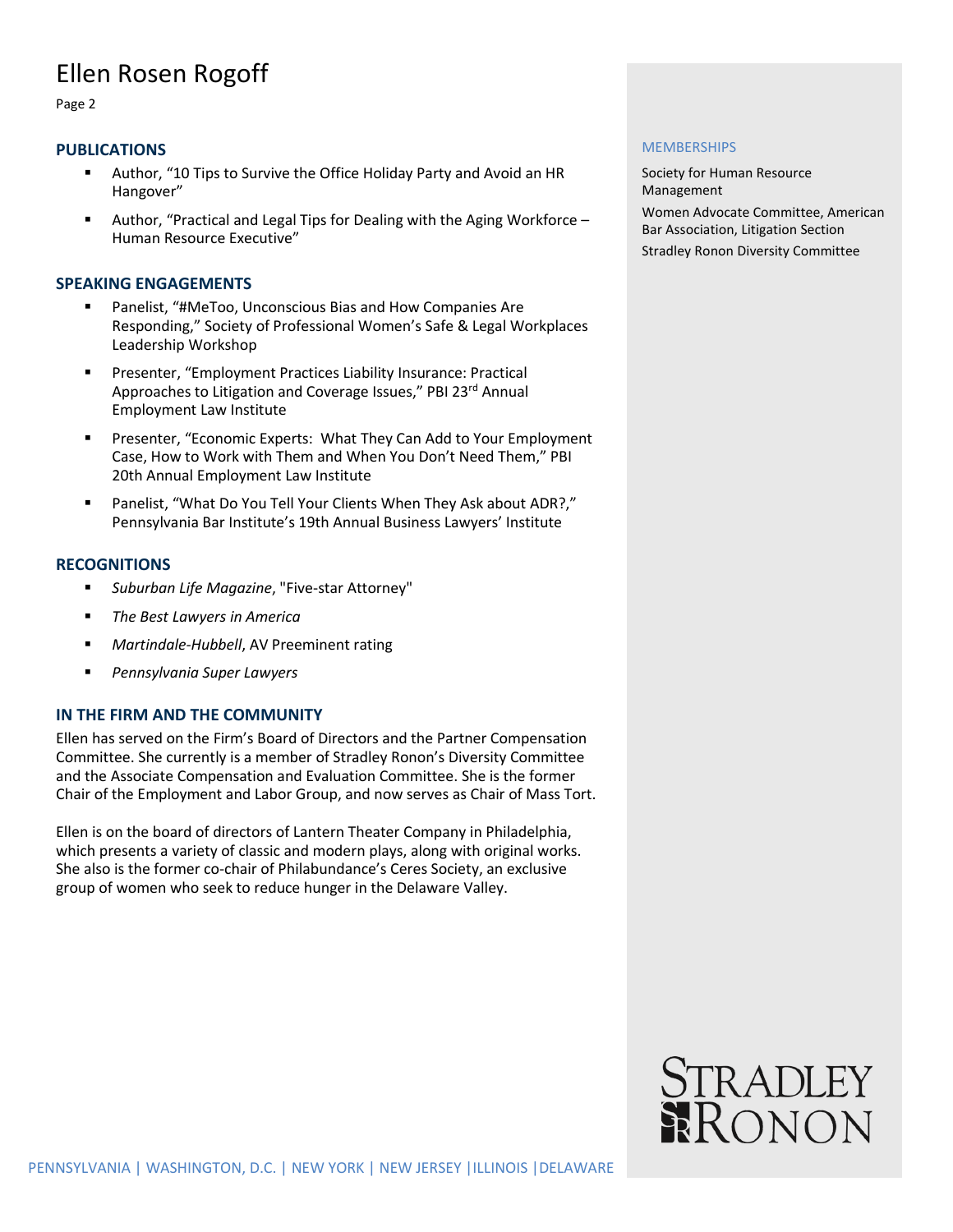# Ellen Rosen Rogoff

## PUBLICATIONS

- Author, "10 Tips to Survive the Office Holiday Party and Avoid an HR Hangover"
- Author, "Practical and Legal Tips for Dealing with the Aging Workforce – Human Resource Executive"

## SPEAKING ENGAGEMENTS

- Panelist, "#MeToo, Unconscious Bias and How Companies Are Responding," Society of Professional Women's Safe & Legal Workplaces Leadership Workshop
- Presenter, "Employment Practices Liability Insurance: Practical Approaches to Litigation and Coverage Issues," PBI 23rd Annual Employment Law Institute
- Presenter, "Economic Experts: What They Can Add to Your Employment Case, How to Work with Them and When You Don't Need Them," PBI 20th Annual Employment Law Institute
- Panelist, "What Do You Tell Your Clients When They Ask about ADR?," Pennsylvania Bar Institute's 19th Annual Business Lawyers' Institute

## RECOGNITIONS

- *Suburban Life Magazine*, "Five-star Attorney"
- *The Best Lawyers in America*
- *Martindale-Hubbell*, AV Preeminent rating
- *Pennsylvania Super Lawyers*

## IN THE FIRM AND THE COMMUNITY

Ellen has served on the Firm's Board of Directors and the Partner Compensation Committee. She currently is a member of Stradley Ronon's Diversity Committee and the Associate Compensation and Evaluation Committee. She is the former Chair of the Employment and Labor Group, and now serves as Chair of Mass Tort.

Ellen is on the board of directors of Lantern Theater Company in Philadelphia, which presents a variety of classic and modern plays, along with original works. She also is the former co-chair of Philabundance's Ceres Society, an exclusive group of women who seek to reduce hunger in the Delaware Valley.

## MEMBERSHIPS

Society for Human Resource Management

Women Advocate Committee, American Bar Association, Litigation Section

Stradley Ronon Diversity Committee

STRADLEY RONON

PENNSYLVANIA | WASHINGTON, D.C. | NEW YORK | NEW JERSEY | ILLINOIS | DELAWARE